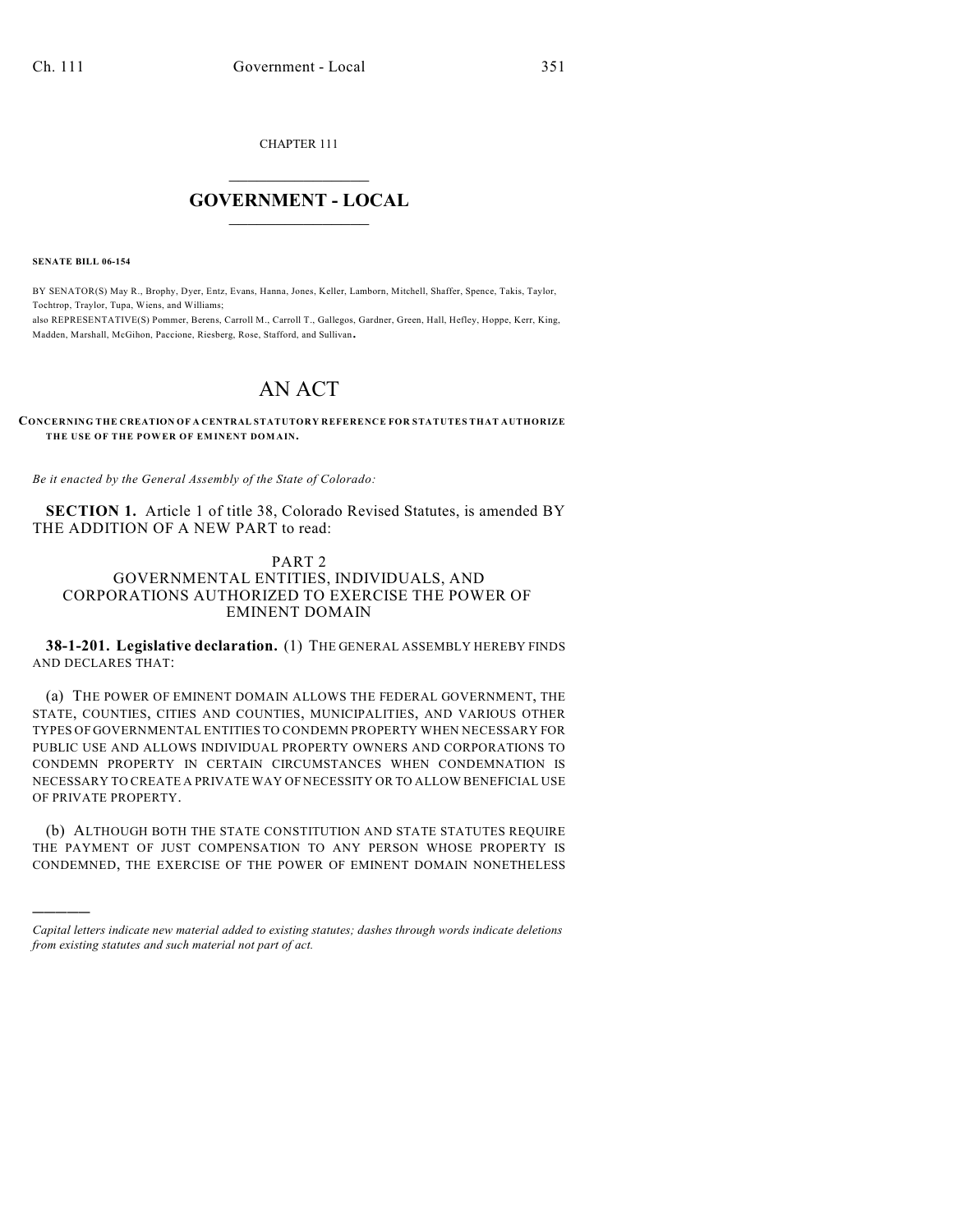CHAPTER 111

# GOVERNMENT - LOCAL

**SENATE BILL 06-154**

BY SENATOR(S) May R., Brophy, Dyer, Entz, Evans, Hanna, Jones, Keller, Lamborn, Mitchell, Shaffer, Spence, Takis, Taylor, Tochtrop, Traylor, Tupa, Wiens, and Williams;
also REPRESENTATIVE(S) Pommer, Berens, Carroll M., Carroll T., Gallegos, Gardner, Green, Hall, Hefley, Hoppe, Kerr, King, Madden, Marshall, McGihon, Paccione, Riesberg, Rose, Stafford, and Sullivan.

# AN ACT

**CONCERNING THE CREATION OF A CENTRAL STATUTORY REFERENCE FOR STATUTES THAT AUTHORIZE THE USE OF THE POWER OF EMINENT DOMAIN.**

*Be it enacted by the General Assembly of the State of Colorado:*

**SECTION 1.** Article 1 of title 38, Colorado Revised Statutes, is amended BY THE ADDITION OF A NEW PART to read:

PART 2
GOVERNMENTAL ENTITIES, INDIVIDUALS, AND CORPORATIONS AUTHORIZED TO EXERCISE THE POWER OF EMINENT DOMAIN

**38-1-201. Legislative declaration.** (1) THE GENERAL ASSEMBLY HEREBY FINDS AND DECLARES THAT:

(a) THE POWER OF EMINENT DOMAIN ALLOWS THE FEDERAL GOVERNMENT, THE STATE, COUNTIES, CITIES AND COUNTIES, MUNICIPALITIES, AND VARIOUS OTHER TYPES OF GOVERNMENTAL ENTITIES TO CONDEMN PROPERTY WHEN NECESSARY FOR PUBLIC USE AND ALLOWS INDIVIDUAL PROPERTY OWNERS AND CORPORATIONS TO CONDEMN PROPERTY IN CERTAIN CIRCUMSTANCES WHEN CONDEMNATION IS NECESSARY TO CREATE A PRIVATE WAY OF NECESSITY OR TO ALLOW BENEFICIAL USE OF PRIVATE PROPERTY.

(b) ALTHOUGH BOTH THE STATE CONSTITUTION AND STATE STATUTES REQUIRE THE PAYMENT OF JUST COMPENSATION TO ANY PERSON WHOSE PROPERTY IS CONDEMNED, THE EXERCISE OF THE POWER OF EMINENT DOMAIN NONETHELESS

---

*Capital letters indicate new material added to existing statutes; dashes through words indicate deletions from existing statutes and such material not part of act.*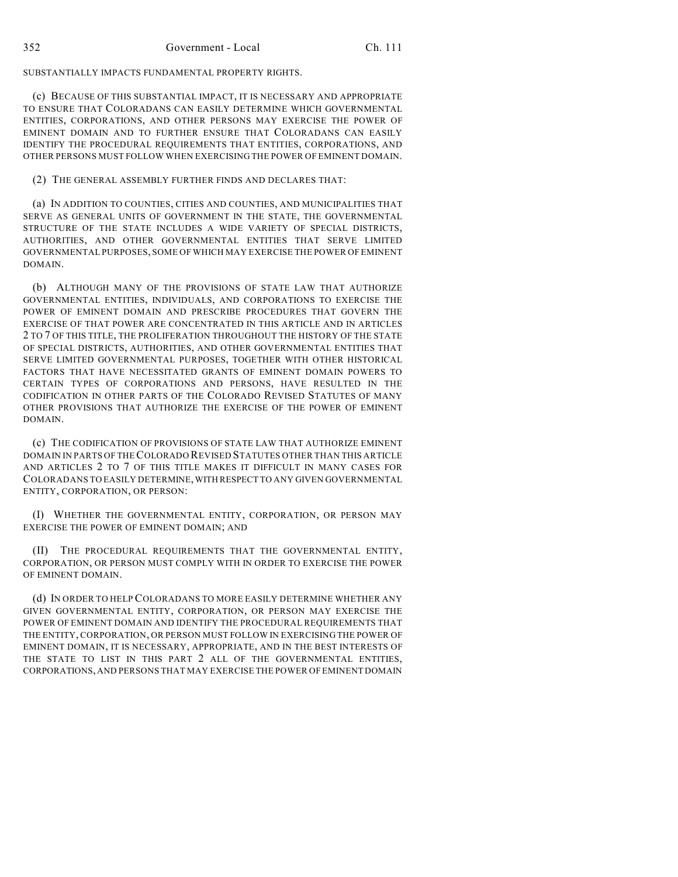SUBSTANTIALLY IMPACTS FUNDAMENTAL PROPERTY RIGHTS.

(c) BECAUSE OF THIS SUBSTANTIAL IMPACT, IT IS NECESSARY AND APPROPRIATE TO ENSURE THAT COLORADANS CAN EASILY DETERMINE WHICH GOVERNMENTAL ENTITIES, CORPORATIONS, AND OTHER PERSONS MAY EXERCISE THE POWER OF EMINENT DOMAIN AND TO FURTHER ENSURE THAT COLORADANS CAN EASILY IDENTIFY THE PROCEDURAL REQUIREMENTS THAT ENTITIES, CORPORATIONS, AND OTHER PERSONS MUST FOLLOW WHEN EXERCISING THE POWER OF EMINENT DOMAIN.

(2) THE GENERAL ASSEMBLY FURTHER FINDS AND DECLARES THAT:

(a) IN ADDITION TO COUNTIES, CITIES AND COUNTIES, AND MUNICIPALITIES THAT SERVE AS GENERAL UNITS OF GOVERNMENT IN THE STATE, THE GOVERNMENTAL STRUCTURE OF THE STATE INCLUDES A WIDE VARIETY OF SPECIAL DISTRICTS, AUTHORITIES, AND OTHER GOVERNMENTAL ENTITIES THAT SERVE LIMITED GOVERNMENTAL PURPOSES, SOME OF WHICH MAY EXERCISE THE POWER OF EMINENT DOMAIN.

(b) ALTHOUGH MANY OF THE PROVISIONS OF STATE LAW THAT AUTHORIZE GOVERNMENTAL ENTITIES, INDIVIDUALS, AND CORPORATIONS TO EXERCISE THE POWER OF EMINENT DOMAIN AND PRESCRIBE PROCEDURES THAT GOVERN THE EXERCISE OF THAT POWER ARE CONCENTRATED IN THIS ARTICLE AND IN ARTICLES 2 TO 7 OF THIS TITLE, THE PROLIFERATION THROUGHOUT THE HISTORY OF THE STATE OF SPECIAL DISTRICTS, AUTHORITIES, AND OTHER GOVERNMENTAL ENTITIES THAT SERVE LIMITED GOVERNMENTAL PURPOSES, TOGETHER WITH OTHER HISTORICAL FACTORS THAT HAVE NECESSITATED GRANTS OF EMINENT DOMAIN POWERS TO CERTAIN TYPES OF CORPORATIONS AND PERSONS, HAVE RESULTED IN THE CODIFICATION IN OTHER PARTS OF THE COLORADO REVISED STATUTES OF MANY OTHER PROVISIONS THAT AUTHORIZE THE EXERCISE OF THE POWER OF EMINENT DOMAIN.

(c) THE CODIFICATION OF PROVISIONS OF STATE LAW THAT AUTHORIZE EMINENT DOMAIN IN PARTS OF THE COLORADO REVISED STATUTES OTHER THAN THIS ARTICLE AND ARTICLES 2 TO 7 OF THIS TITLE MAKES IT DIFFICULT IN MANY CASES FOR COLORADANS TO EASILY DETERMINE, WITH RESPECT TO ANY GIVEN GOVERNMENTAL ENTITY, CORPORATION, OR PERSON:

(I) WHETHER THE GOVERNMENTAL ENTITY, CORPORATION, OR PERSON MAY EXERCISE THE POWER OF EMINENT DOMAIN; AND

(II) THE PROCEDURAL REQUIREMENTS THAT THE GOVERNMENTAL ENTITY, CORPORATION, OR PERSON MUST COMPLY WITH IN ORDER TO EXERCISE THE POWER OF EMINENT DOMAIN.

(d) IN ORDER TO HELP COLORADANS TO MORE EASILY DETERMINE WHETHER ANY GIVEN GOVERNMENTAL ENTITY, CORPORATION, OR PERSON MAY EXERCISE THE POWER OF EMINENT DOMAIN AND IDENTIFY THE PROCEDURAL REQUIREMENTS THAT THE ENTITY, CORPORATION, OR PERSON MUST FOLLOW IN EXERCISING THE POWER OF EMINENT DOMAIN, IT IS NECESSARY, APPROPRIATE, AND IN THE BEST INTERESTS OF THE STATE TO LIST IN THIS PART 2 ALL OF THE GOVERNMENTAL ENTITIES, CORPORATIONS, AND PERSONS THAT MAY EXERCISE THE POWER OF EMINENT DOMAIN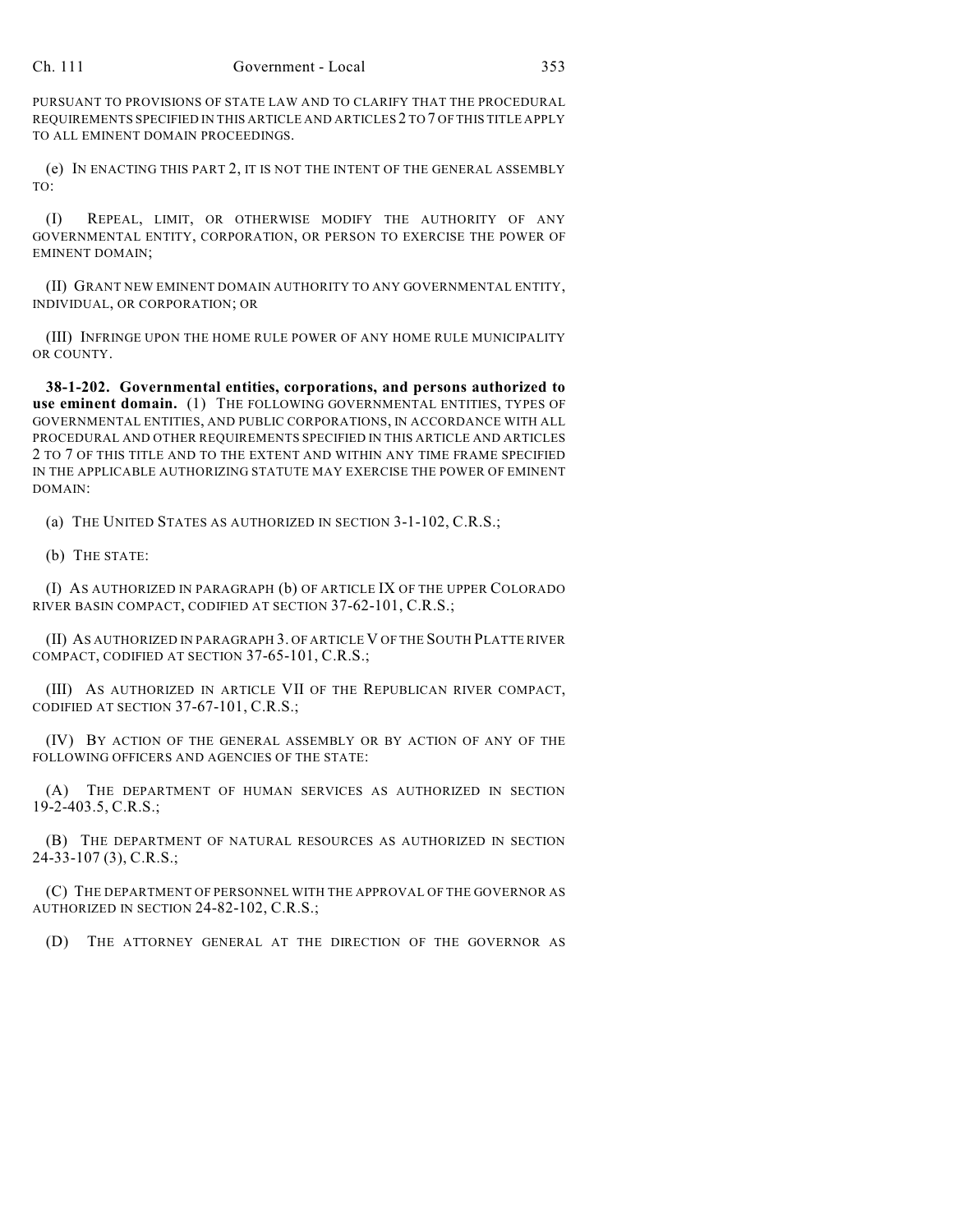PURSUANT TO PROVISIONS OF STATE LAW AND TO CLARIFY THAT THE PROCEDURAL REQUIREMENTS SPECIFIED IN THIS ARTICLE AND ARTICLES 2 TO 7 OF THIS TITLE APPLY TO ALL EMINENT DOMAIN PROCEEDINGS.

(e) IN ENACTING THIS PART 2, IT IS NOT THE INTENT OF THE GENERAL ASSEMBLY TO:

(I) REPEAL, LIMIT, OR OTHERWISE MODIFY THE AUTHORITY OF ANY GOVERNMENTAL ENTITY, CORPORATION, OR PERSON TO EXERCISE THE POWER OF EMINENT DOMAIN;

(II) GRANT NEW EMINENT DOMAIN AUTHORITY TO ANY GOVERNMENTAL ENTITY, INDIVIDUAL, OR CORPORATION; OR

(III) INFRINGE UPON THE HOME RULE POWER OF ANY HOME RULE MUNICIPALITY OR COUNTY.

**38-1-202. Governmental entities, corporations, and persons authorized to use eminent domain.** (1) THE FOLLOWING GOVERNMENTAL ENTITIES, TYPES OF GOVERNMENTAL ENTITIES, AND PUBLIC CORPORATIONS, IN ACCORDANCE WITH ALL PROCEDURAL AND OTHER REQUIREMENTS SPECIFIED IN THIS ARTICLE AND ARTICLES 2 TO 7 OF THIS TITLE AND TO THE EXTENT AND WITHIN ANY TIME FRAME SPECIFIED IN THE APPLICABLE AUTHORIZING STATUTE MAY EXERCISE THE POWER OF EMINENT DOMAIN:

(a) THE UNITED STATES AS AUTHORIZED IN SECTION 3-1-102, C.R.S.;

(b) THE STATE:

(I) AS AUTHORIZED IN PARAGRAPH (b) OF ARTICLE IX OF THE UPPER COLORADO RIVER BASIN COMPACT, CODIFIED AT SECTION 37-62-101, C.R.S.;

(II) AS AUTHORIZED IN PARAGRAPH 3. OF ARTICLE V OF THE SOUTH PLATTE RIVER COMPACT, CODIFIED AT SECTION 37-65-101, C.R.S.;

(III) AS AUTHORIZED IN ARTICLE VII OF THE REPUBLICAN RIVER COMPACT, CODIFIED AT SECTION 37-67-101, C.R.S.;

(IV) BY ACTION OF THE GENERAL ASSEMBLY OR BY ACTION OF ANY OF THE FOLLOWING OFFICERS AND AGENCIES OF THE STATE:

(A) THE DEPARTMENT OF HUMAN SERVICES AS AUTHORIZED IN SECTION 19-2-403.5, C.R.S.;

(B) THE DEPARTMENT OF NATURAL RESOURCES AS AUTHORIZED IN SECTION 24-33-107 (3), C.R.S.;

(C) THE DEPARTMENT OF PERSONNEL WITH THE APPROVAL OF THE GOVERNOR AS AUTHORIZED IN SECTION 24-82-102, C.R.S.;

(D) THE ATTORNEY GENERAL AT THE DIRECTION OF THE GOVERNOR AS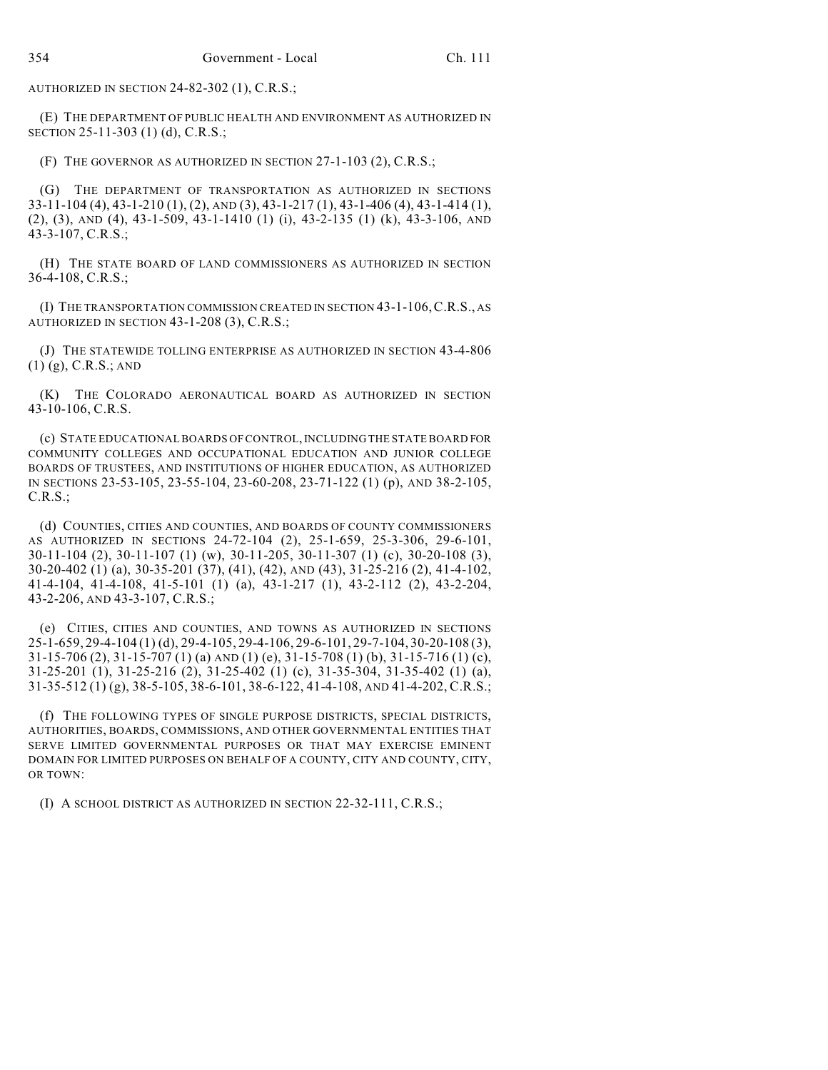AUTHORIZED IN SECTION 24-82-302 (1), C.R.S.;

(E) THE DEPARTMENT OF PUBLIC HEALTH AND ENVIRONMENT AS AUTHORIZED IN SECTION 25-11-303 (1) (d), C.R.S.;

(F) THE GOVERNOR AS AUTHORIZED IN SECTION 27-1-103 (2), C.R.S.;

(G) THE DEPARTMENT OF TRANSPORTATION AS AUTHORIZED IN SECTIONS 33-11-104 (4), 43-1-210 (1), (2), AND (3), 43-1-217 (1), 43-1-406 (4), 43-1-414 (1), (2), (3), AND (4), 43-1-509, 43-1-1410 (1) (i), 43-2-135 (1) (k), 43-3-106, AND 43-3-107, C.R.S.;

(H) THE STATE BOARD OF LAND COMMISSIONERS AS AUTHORIZED IN SECTION 36-4-108, C.R.S.;

(I) THE TRANSPORTATION COMMISSION CREATED IN SECTION 43-1-106, C.R.S., AS AUTHORIZED IN SECTION 43-1-208 (3), C.R.S.;

(J) THE STATEWIDE TOLLING ENTERPRISE AS AUTHORIZED IN SECTION 43-4-806 (1) (g), C.R.S.; AND

(K) THE COLORADO AERONAUTICAL BOARD AS AUTHORIZED IN SECTION 43-10-106, C.R.S.

(c) STATE EDUCATIONAL BOARDS OF CONTROL, INCLUDING THE STATE BOARD FOR COMMUNITY COLLEGES AND OCCUPATIONAL EDUCATION AND JUNIOR COLLEGE BOARDS OF TRUSTEES, AND INSTITUTIONS OF HIGHER EDUCATION, AS AUTHORIZED IN SECTIONS 23-53-105, 23-55-104, 23-60-208, 23-71-122 (1) (p), AND 38-2-105, C.R.S.;

(d) COUNTIES, CITIES AND COUNTIES, AND BOARDS OF COUNTY COMMISSIONERS AS AUTHORIZED IN SECTIONS 24-72-104 (2), 25-1-659, 25-3-306, 29-6-101, 30-11-104 (2), 30-11-107 (1) (w), 30-11-205, 30-11-307 (1) (c), 30-20-108 (3), 30-20-402 (1) (a), 30-35-201 (37), (41), (42), AND (43), 31-25-216 (2), 41-4-102, 41-4-104, 41-4-108, 41-5-101 (1) (a), 43-1-217 (1), 43-2-112 (2), 43-2-204, 43-2-206, AND 43-3-107, C.R.S.;

(e) CITIES, CITIES AND COUNTIES, AND TOWNS AS AUTHORIZED IN SECTIONS 25-1-659, 29-4-104 (1) (d), 29-4-105, 29-4-106, 29-6-101, 29-7-104, 30-20-108 (3), 31-15-706 (2), 31-15-707 (1) (a) AND (1) (e), 31-15-708 (1) (b), 31-15-716 (1) (c), 31-25-201 (1), 31-25-216 (2), 31-25-402 (1) (c), 31-35-304, 31-35-402 (1) (a), 31-35-512 (1) (g), 38-5-105, 38-6-101, 38-6-122, 41-4-108, AND 41-4-202, C.R.S.;

(f) THE FOLLOWING TYPES OF SINGLE PURPOSE DISTRICTS, SPECIAL DISTRICTS, AUTHORITIES, BOARDS, COMMISSIONS, AND OTHER GOVERNMENTAL ENTITIES THAT SERVE LIMITED GOVERNMENTAL PURPOSES OR THAT MAY EXERCISE EMINENT DOMAIN FOR LIMITED PURPOSES ON BEHALF OF A COUNTY, CITY AND COUNTY, CITY, OR TOWN:

(I) A SCHOOL DISTRICT AS AUTHORIZED IN SECTION 22-32-111, C.R.S.;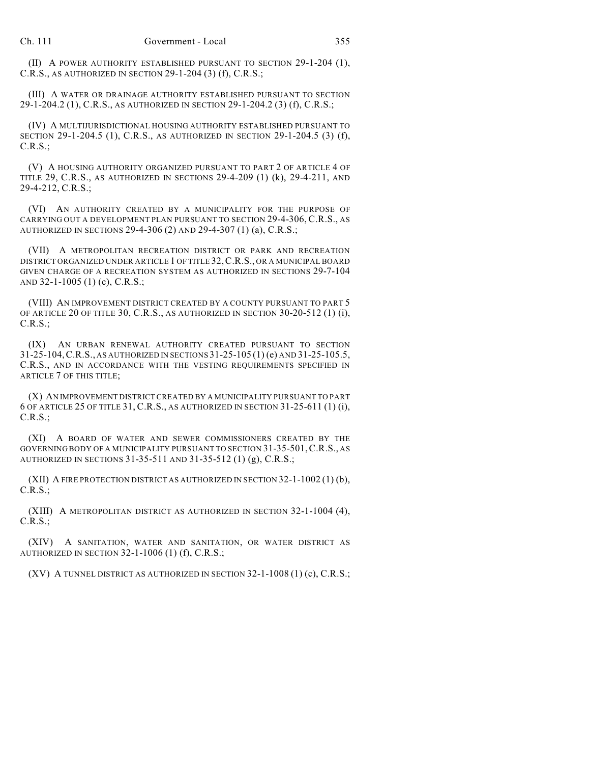(II) A POWER AUTHORITY ESTABLISHED PURSUANT TO SECTION 29-1-204 (1), C.R.S., AS AUTHORIZED IN SECTION 29-1-204 (3) (f), C.R.S.;

(III) A WATER OR DRAINAGE AUTHORITY ESTABLISHED PURSUANT TO SECTION 29-1-204.2 (1), C.R.S., AS AUTHORIZED IN SECTION 29-1-204.2 (3) (f), C.R.S.;

(IV) A MULTIJURISDICTIONAL HOUSING AUTHORITY ESTABLISHED PURSUANT TO SECTION 29-1-204.5 (1), C.R.S., AS AUTHORIZED IN SECTION 29-1-204.5 (3) (f), C.R.S.;

(V) A HOUSING AUTHORITY ORGANIZED PURSUANT TO PART 2 OF ARTICLE 4 OF TITLE 29, C.R.S., AS AUTHORIZED IN SECTIONS 29-4-209 (1) (k), 29-4-211, AND 29-4-212, C.R.S.;

(VI) AN AUTHORITY CREATED BY A MUNICIPALITY FOR THE PURPOSE OF CARRYING OUT A DEVELOPMENT PLAN PURSUANT TO SECTION 29-4-306, C.R.S., AS AUTHORIZED IN SECTIONS 29-4-306 (2) AND 29-4-307 (1) (a), C.R.S.;

(VII) A METROPOLITAN RECREATION DISTRICT OR PARK AND RECREATION DISTRICT ORGANIZED UNDER ARTICLE 1 OF TITLE 32, C.R.S., OR A MUNICIPAL BOARD GIVEN CHARGE OF A RECREATION SYSTEM AS AUTHORIZED IN SECTIONS 29-7-104 AND 32-1-1005 (1) (c), C.R.S.;

(VIII) AN IMPROVEMENT DISTRICT CREATED BY A COUNTY PURSUANT TO PART 5 OF ARTICLE 20 OF TITLE 30, C.R.S., AS AUTHORIZED IN SECTION 30-20-512 (1) (i), C.R.S.;

(IX) AN URBAN RENEWAL AUTHORITY CREATED PURSUANT TO SECTION 31-25-104, C.R.S., AS AUTHORIZED IN SECTIONS 31-25-105 (1) (e) AND 31-25-105.5, C.R.S., AND IN ACCORDANCE WITH THE VESTING REQUIREMENTS SPECIFIED IN ARTICLE 7 OF THIS TITLE;

(X) AN IMPROVEMENT DISTRICT CREATED BY A MUNICIPALITY PURSUANT TO PART 6 OF ARTICLE 25 OF TITLE 31, C.R.S., AS AUTHORIZED IN SECTION 31-25-611 (1) (i), C.R.S.;

(XI) A BOARD OF WATER AND SEWER COMMISSIONERS CREATED BY THE GOVERNING BODY OF A MUNICIPALITY PURSUANT TO SECTION 31-35-501, C.R.S., AS AUTHORIZED IN SECTIONS 31-35-511 AND 31-35-512 (1) (g), C.R.S.;

(XII) A FIRE PROTECTION DISTRICT AS AUTHORIZED IN SECTION 32-1-1002 (1) (b), C.R.S.;

(XIII) A METROPOLITAN DISTRICT AS AUTHORIZED IN SECTION 32-1-1004 (4), C.R.S.;

(XIV) A SANITATION, WATER AND SANITATION, OR WATER DISTRICT AS AUTHORIZED IN SECTION 32-1-1006 (1) (f), C.R.S.;

(XV) A TUNNEL DISTRICT AS AUTHORIZED IN SECTION 32-1-1008 (1) (c), C.R.S.;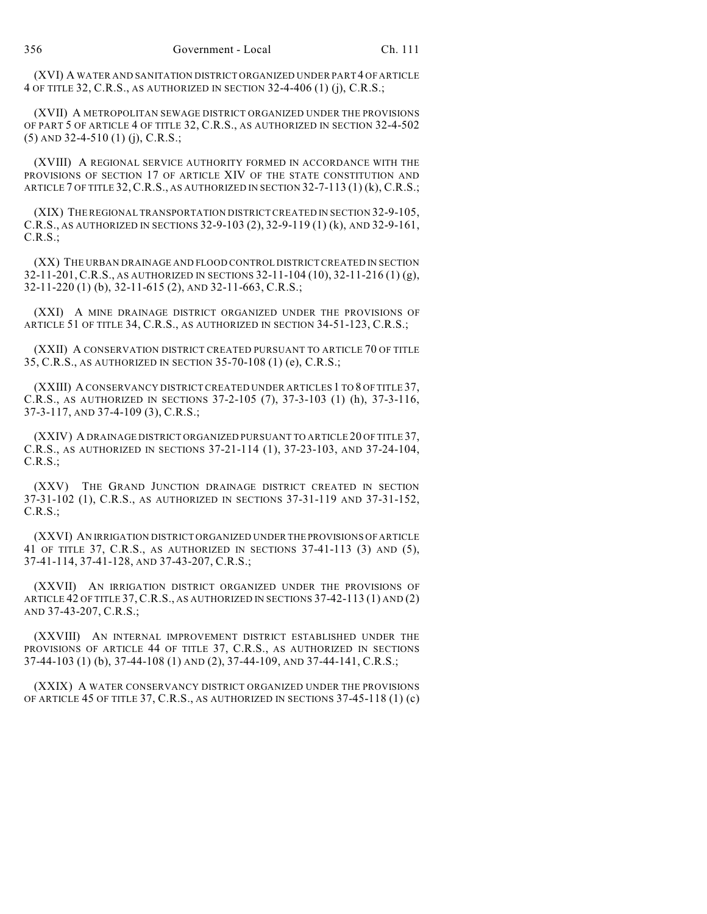(XVI) A WATER AND SANITATION DISTRICT ORGANIZED UNDER PART 4 OF ARTICLE 4 OF TITLE 32, C.R.S., AS AUTHORIZED IN SECTION 32-4-406 (1) (j), C.R.S.;

(XVII) A METROPOLITAN SEWAGE DISTRICT ORGANIZED UNDER THE PROVISIONS OF PART 5 OF ARTICLE 4 OF TITLE 32, C.R.S., AS AUTHORIZED IN SECTION 32-4-502 (5) AND 32-4-510 (1) (j), C.R.S.;

(XVIII) A REGIONAL SERVICE AUTHORITY FORMED IN ACCORDANCE WITH THE PROVISIONS OF SECTION 17 OF ARTICLE XIV OF THE STATE CONSTITUTION AND ARTICLE 7 OF TITLE 32, C.R.S., AS AUTHORIZED IN SECTION 32-7-113 (1) (k), C.R.S.;

(XIX) THE REGIONAL TRANSPORTATION DISTRICT CREATED IN SECTION 32-9-105, C.R.S., AS AUTHORIZED IN SECTIONS 32-9-103 (2), 32-9-119 (1) (k), AND 32-9-161, C.R.S.;

(XX) THE URBAN DRAINAGE AND FLOOD CONTROL DISTRICT CREATED IN SECTION 32-11-201, C.R.S., AS AUTHORIZED IN SECTIONS 32-11-104 (10), 32-11-216 (1) (g), 32-11-220 (1) (b), 32-11-615 (2), AND 32-11-663, C.R.S.;

(XXI) A MINE DRAINAGE DISTRICT ORGANIZED UNDER THE PROVISIONS OF ARTICLE 51 OF TITLE 34, C.R.S., AS AUTHORIZED IN SECTION 34-51-123, C.R.S.;

(XXII) A CONSERVATION DISTRICT CREATED PURSUANT TO ARTICLE 70 OF TITLE 35, C.R.S., AS AUTHORIZED IN SECTION 35-70-108 (1) (e), C.R.S.;

(XXIII) A CONSERVANCY DISTRICT CREATED UNDER ARTICLES 1 TO 8 OF TITLE 37, C.R.S., AS AUTHORIZED IN SECTIONS 37-2-105 (7), 37-3-103 (1) (h), 37-3-116, 37-3-117, AND 37-4-109 (3), C.R.S.;

(XXIV) A DRAINAGE DISTRICT ORGANIZED PURSUANT TO ARTICLE 20 OF TITLE 37, C.R.S., AS AUTHORIZED IN SECTIONS 37-21-114 (1), 37-23-103, AND 37-24-104, C.R.S.;

(XXV) THE GRAND JUNCTION DRAINAGE DISTRICT CREATED IN SECTION 37-31-102 (1), C.R.S., AS AUTHORIZED IN SECTIONS 37-31-119 AND 37-31-152, C.R.S.;

(XXVI) AN IRRIGATION DISTRICT ORGANIZED UNDER THE PROVISIONS OF ARTICLE 41 OF TITLE 37, C.R.S., AS AUTHORIZED IN SECTIONS 37-41-113 (3) AND (5), 37-41-114, 37-41-128, AND 37-43-207, C.R.S.;

(XXVII) AN IRRIGATION DISTRICT ORGANIZED UNDER THE PROVISIONS OF ARTICLE 42 OF TITLE 37, C.R.S., AS AUTHORIZED IN SECTIONS 37-42-113 (1) AND (2) AND 37-43-207, C.R.S.;

(XXVIII) AN INTERNAL IMPROVEMENT DISTRICT ESTABLISHED UNDER THE PROVISIONS OF ARTICLE 44 OF TITLE 37, C.R.S., AS AUTHORIZED IN SECTIONS 37-44-103 (1) (b), 37-44-108 (1) AND (2), 37-44-109, AND 37-44-141, C.R.S.;

(XXIX) A WATER CONSERVANCY DISTRICT ORGANIZED UNDER THE PROVISIONS OF ARTICLE 45 OF TITLE 37, C.R.S., AS AUTHORIZED IN SECTIONS 37-45-118 (1) (c)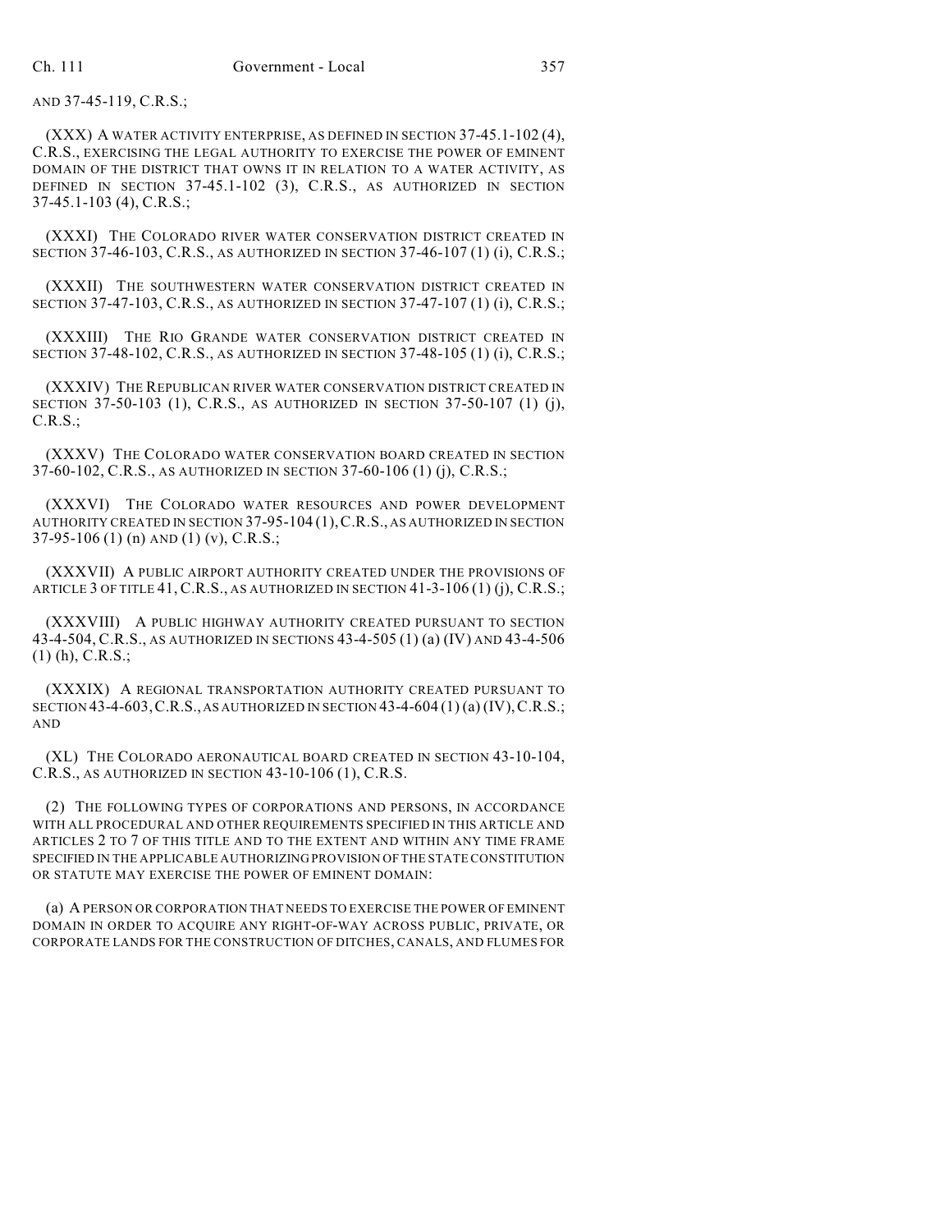AND 37-45-119, C.R.S.;

(XXX) A WATER ACTIVITY ENTERPRISE, AS DEFINED IN SECTION 37-45.1-102 (4), C.R.S., EXERCISING THE LEGAL AUTHORITY TO EXERCISE THE POWER OF EMINENT DOMAIN OF THE DISTRICT THAT OWNS IT IN RELATION TO A WATER ACTIVITY, AS DEFINED IN SECTION 37-45.1-102 (3), C.R.S., AS AUTHORIZED IN SECTION 37-45.1-103 (4), C.R.S.;

(XXXI) THE COLORADO RIVER WATER CONSERVATION DISTRICT CREATED IN SECTION 37-46-103, C.R.S., AS AUTHORIZED IN SECTION 37-46-107 (1) (i), C.R.S.;

(XXXII) THE SOUTHWESTERN WATER CONSERVATION DISTRICT CREATED IN SECTION 37-47-103, C.R.S., AS AUTHORIZED IN SECTION 37-47-107 (1) (i), C.R.S.;

(XXXIII) THE RIO GRANDE WATER CONSERVATION DISTRICT CREATED IN SECTION 37-48-102, C.R.S., AS AUTHORIZED IN SECTION 37-48-105 (1) (i), C.R.S.;

(XXXIV) THE REPUBLICAN RIVER WATER CONSERVATION DISTRICT CREATED IN SECTION 37-50-103 (1), C.R.S., AS AUTHORIZED IN SECTION 37-50-107 (1) (j), C.R.S.;

(XXXV) THE COLORADO WATER CONSERVATION BOARD CREATED IN SECTION 37-60-102, C.R.S., AS AUTHORIZED IN SECTION 37-60-106 (1) (j), C.R.S.;

(XXXVI) THE COLORADO WATER RESOURCES AND POWER DEVELOPMENT AUTHORITY CREATED IN SECTION 37-95-104 (1), C.R.S., AS AUTHORIZED IN SECTION 37-95-106 (1) (n) AND (1) (v), C.R.S.;

(XXXVII) A PUBLIC AIRPORT AUTHORITY CREATED UNDER THE PROVISIONS OF ARTICLE 3 OF TITLE 41, C.R.S., AS AUTHORIZED IN SECTION 41-3-106 (1) (j), C.R.S.;

(XXXVIII) A PUBLIC HIGHWAY AUTHORITY CREATED PURSUANT TO SECTION 43-4-504, C.R.S., AS AUTHORIZED IN SECTIONS 43-4-505 (1) (a) (IV) AND 43-4-506 (1) (h), C.R.S.;

(XXXIX) A REGIONAL TRANSPORTATION AUTHORITY CREATED PURSUANT TO SECTION 43-4-603, C.R.S., AS AUTHORIZED IN SECTION 43-4-604 (1) (a) (IV), C.R.S.; AND

(XL) THE COLORADO AERONAUTICAL BOARD CREATED IN SECTION 43-10-104, C.R.S., AS AUTHORIZED IN SECTION 43-10-106 (1), C.R.S.

(2) THE FOLLOWING TYPES OF CORPORATIONS AND PERSONS, IN ACCORDANCE WITH ALL PROCEDURAL AND OTHER REQUIREMENTS SPECIFIED IN THIS ARTICLE AND ARTICLES 2 TO 7 OF THIS TITLE AND TO THE EXTENT AND WITHIN ANY TIME FRAME SPECIFIED IN THE APPLICABLE AUTHORIZING PROVISION OF THE STATE CONSTITUTION OR STATUTE MAY EXERCISE THE POWER OF EMINENT DOMAIN:

(a) A PERSON OR CORPORATION THAT NEEDS TO EXERCISE THE POWER OF EMINENT DOMAIN IN ORDER TO ACQUIRE ANY RIGHT-OF-WAY ACROSS PUBLIC, PRIVATE, OR CORPORATE LANDS FOR THE CONSTRUCTION OF DITCHES, CANALS, AND FLUMES FOR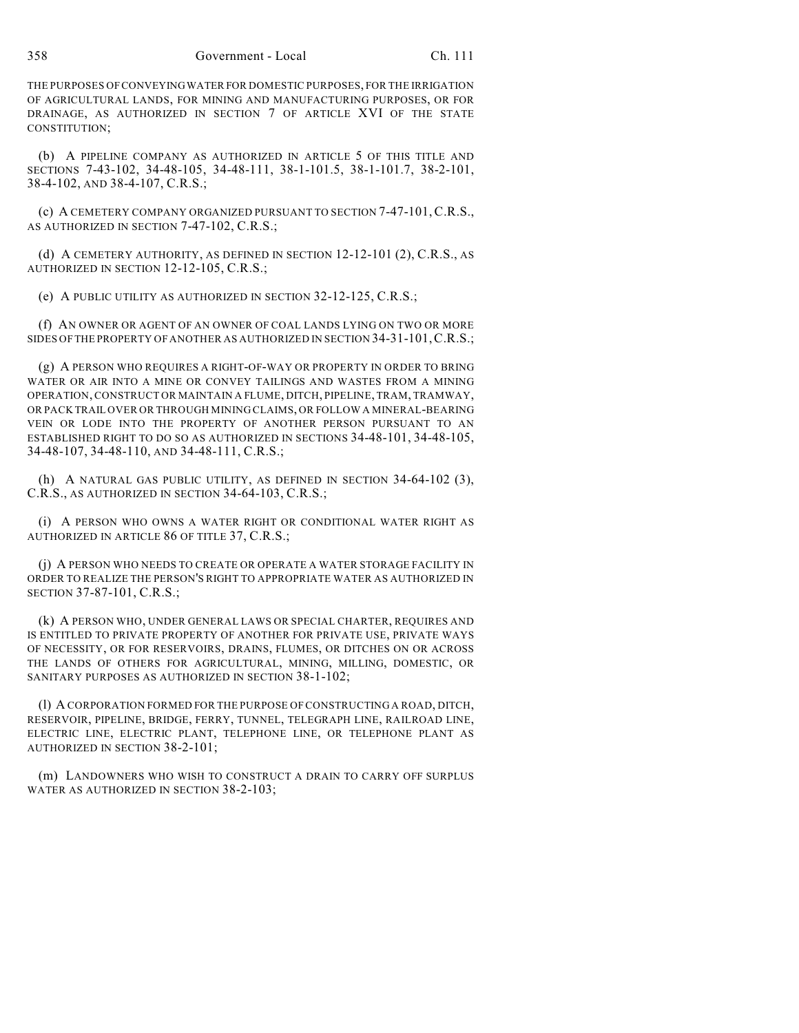THE PURPOSES OF CONVEYING WATER FOR DOMESTIC PURPOSES, FOR THE IRRIGATION OF AGRICULTURAL LANDS, FOR MINING AND MANUFACTURING PURPOSES, OR FOR DRAINAGE, AS AUTHORIZED IN SECTION 7 OF ARTICLE XVI OF THE STATE CONSTITUTION;

(b) A PIPELINE COMPANY AS AUTHORIZED IN ARTICLE 5 OF THIS TITLE AND SECTIONS 7-43-102, 34-48-105, 34-48-111, 38-1-101.5, 38-1-101.7, 38-2-101, 38-4-102, AND 38-4-107, C.R.S.;

(c) A CEMETERY COMPANY ORGANIZED PURSUANT TO SECTION 7-47-101, C.R.S., AS AUTHORIZED IN SECTION 7-47-102, C.R.S.;

(d) A CEMETERY AUTHORITY, AS DEFINED IN SECTION 12-12-101 (2), C.R.S., AS AUTHORIZED IN SECTION 12-12-105, C.R.S.;

(e) A PUBLIC UTILITY AS AUTHORIZED IN SECTION 32-12-125, C.R.S.;

(f) AN OWNER OR AGENT OF AN OWNER OF COAL LANDS LYING ON TWO OR MORE SIDES OF THE PROPERTY OF ANOTHER AS AUTHORIZED IN SECTION 34-31-101, C.R.S.;

(g) A PERSON WHO REQUIRES A RIGHT-OF-WAY OR PROPERTY IN ORDER TO BRING WATER OR AIR INTO A MINE OR CONVEY TAILINGS AND WASTES FROM A MINING OPERATION, CONSTRUCT OR MAINTAIN A FLUME, DITCH, PIPELINE, TRAM, TRAMWAY, OR PACK TRAIL OVER OR THROUGH MINING CLAIMS, OR FOLLOW A MINERAL-BEARING VEIN OR LODE INTO THE PROPERTY OF ANOTHER PERSON PURSUANT TO AN ESTABLISHED RIGHT TO DO SO AS AUTHORIZED IN SECTIONS 34-48-101, 34-48-105, 34-48-107, 34-48-110, AND 34-48-111, C.R.S.;

(h) A NATURAL GAS PUBLIC UTILITY, AS DEFINED IN SECTION 34-64-102 (3), C.R.S., AS AUTHORIZED IN SECTION 34-64-103, C.R.S.;

(i) A PERSON WHO OWNS A WATER RIGHT OR CONDITIONAL WATER RIGHT AS AUTHORIZED IN ARTICLE 86 OF TITLE 37, C.R.S.;

(j) A PERSON WHO NEEDS TO CREATE OR OPERATE A WATER STORAGE FACILITY IN ORDER TO REALIZE THE PERSON'S RIGHT TO APPROPRIATE WATER AS AUTHORIZED IN SECTION 37-87-101, C.R.S.;

(k) A PERSON WHO, UNDER GENERAL LAWS OR SPECIAL CHARTER, REQUIRES AND IS ENTITLED TO PRIVATE PROPERTY OF ANOTHER FOR PRIVATE USE, PRIVATE WAYS OF NECESSITY, OR FOR RESERVOIRS, DRAINS, FLUMES, OR DITCHES ON OR ACROSS THE LANDS OF OTHERS FOR AGRICULTURAL, MINING, MILLING, DOMESTIC, OR SANITARY PURPOSES AS AUTHORIZED IN SECTION 38-1-102;

(l) A CORPORATION FORMED FOR THE PURPOSE OF CONSTRUCTING A ROAD, DITCH, RESERVOIR, PIPELINE, BRIDGE, FERRY, TUNNEL, TELEGRAPH LINE, RAILROAD LINE, ELECTRIC LINE, ELECTRIC PLANT, TELEPHONE LINE, OR TELEPHONE PLANT AS AUTHORIZED IN SECTION 38-2-101;

(m) LANDOWNERS WHO WISH TO CONSTRUCT A DRAIN TO CARRY OFF SURPLUS WATER AS AUTHORIZED IN SECTION 38-2-103;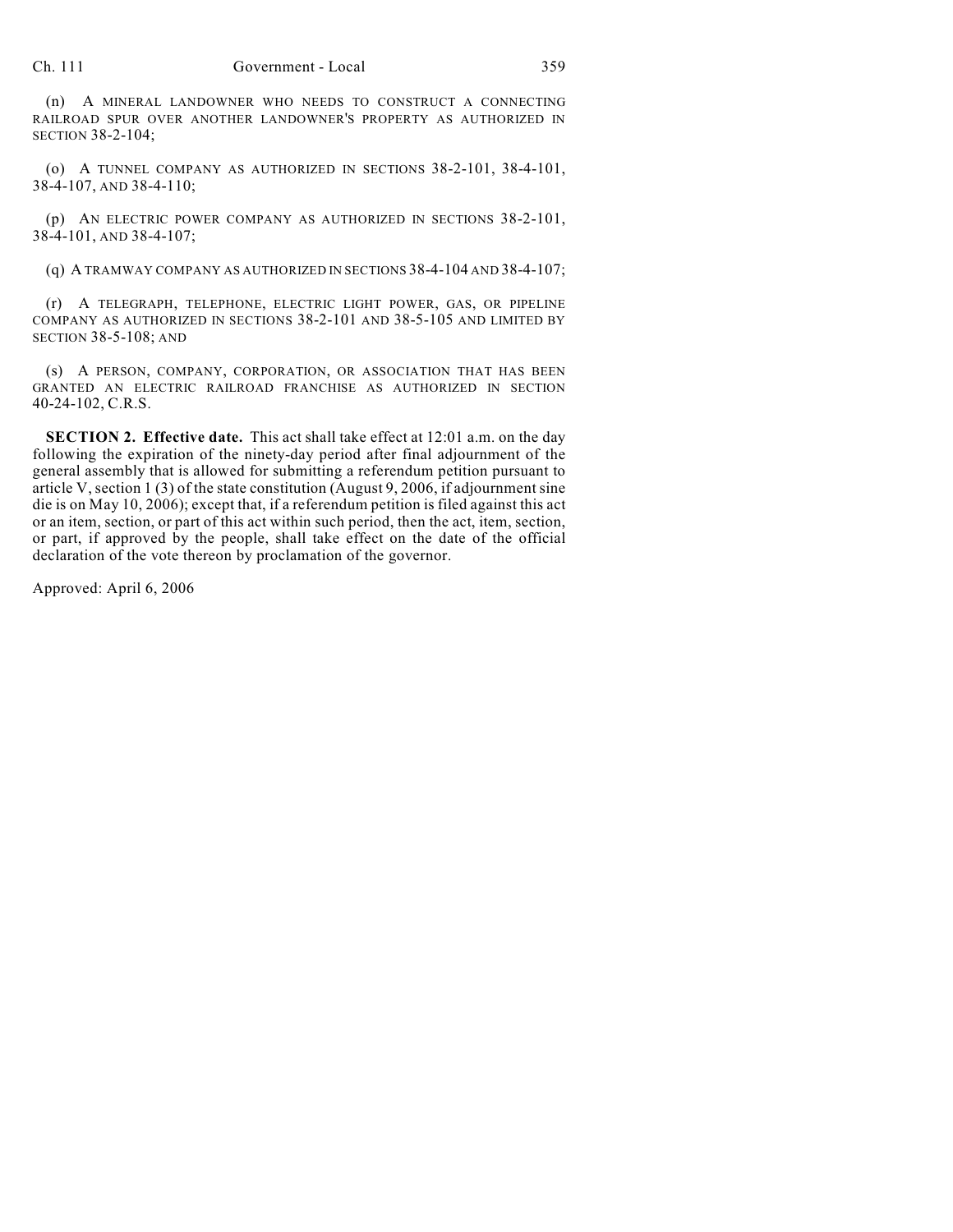(n) A MINERAL LANDOWNER WHO NEEDS TO CONSTRUCT A CONNECTING RAILROAD SPUR OVER ANOTHER LANDOWNER'S PROPERTY AS AUTHORIZED IN SECTION 38-2-104;

(o) A TUNNEL COMPANY AS AUTHORIZED IN SECTIONS 38-2-101, 38-4-101, 38-4-107, AND 38-4-110;

(p) AN ELECTRIC POWER COMPANY AS AUTHORIZED IN SECTIONS 38-2-101, 38-4-101, AND 38-4-107;

(q) A TRAMWAY COMPANY AS AUTHORIZED IN SECTIONS 38-4-104 AND 38-4-107;

(r) A TELEGRAPH, TELEPHONE, ELECTRIC LIGHT POWER, GAS, OR PIPELINE COMPANY AS AUTHORIZED IN SECTIONS 38-2-101 AND 38-5-105 AND LIMITED BY SECTION 38-5-108; AND

(s) A PERSON, COMPANY, CORPORATION, OR ASSOCIATION THAT HAS BEEN GRANTED AN ELECTRIC RAILROAD FRANCHISE AS AUTHORIZED IN SECTION 40-24-102, C.R.S.

**SECTION 2. Effective date.** This act shall take effect at 12:01 a.m. on the day following the expiration of the ninety-day period after final adjournment of the general assembly that is allowed for submitting a referendum petition pursuant to article V, section 1 (3) of the state constitution (August 9, 2006, if adjournment sine die is on May 10, 2006); except that, if a referendum petition is filed against this act or an item, section, or part of this act within such period, then the act, item, section, or part, if approved by the people, shall take effect on the date of the official declaration of the vote thereon by proclamation of the governor.

Approved: April 6, 2006